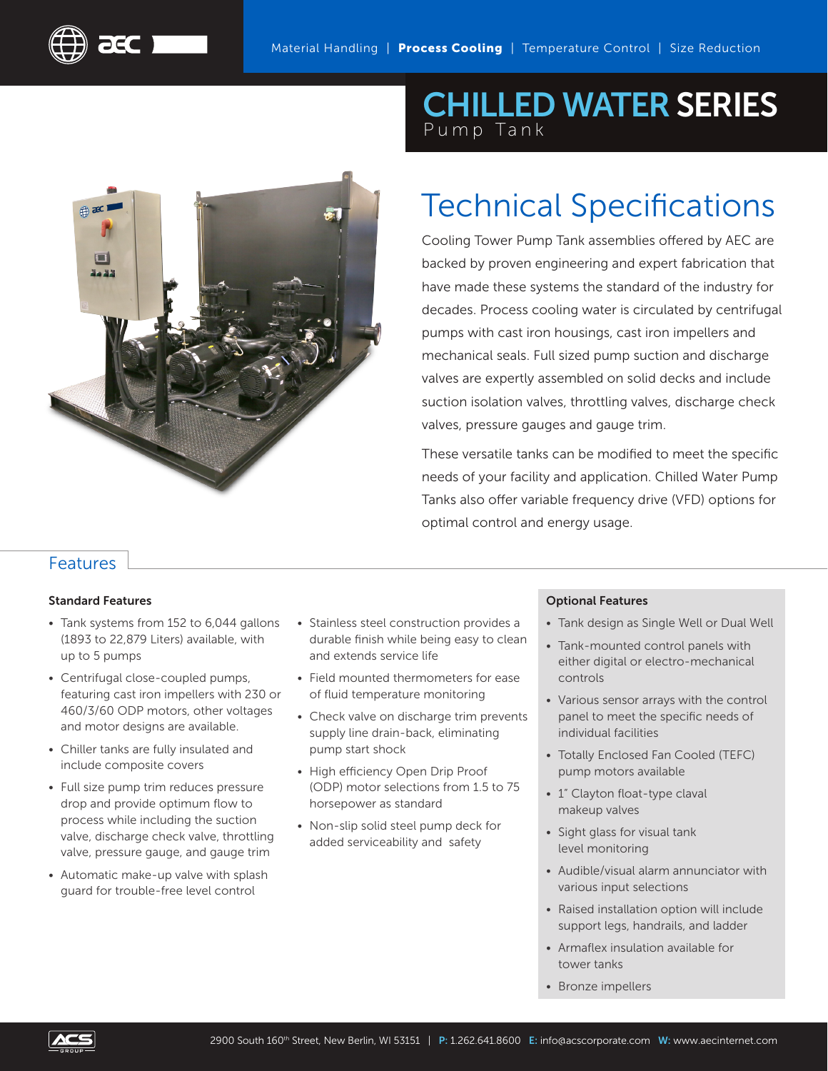Material Handling | **Process Cooling** | Temperature Control | Size Reduction

# CHILLED WATER SERIES

Pump Tank

## Technical Specifications

Cooling Tower Pump Tank assemblies offered by AEC are backed by proven engineering and expert fabrication that have made these systems the standard of the industry for decades. Process cooling water is circulated by centrifugal pumps with cast iron housings, cast iron impellers and mechanical seals. Full sized pump suction and discharge valves are expertly assembled on solid decks and include suction isolation valves, throttling valves, discharge check valves, pressure gauges and gauge trim.

These versatile tanks can be modified to meet the specific needs of your facility and application. Chilled Water Pump Tanks also offer variable frequency drive (VFD) options for optimal control and energy usage.

## Features

### Standard Features

- Tank systems from 152 to 6,044 gallons (1893 to 22,879 Liters) available, with up to 5 pumps
- Centrifugal close-coupled pumps, featuring cast iron impellers with 230 or 460/3/60 ODP motors, other voltages and motor designs are available.
- Chiller tanks are fully insulated and include composite covers
- Full size pump trim reduces pressure drop and provide optimum flow to process while including the suction valve, discharge check valve, throttling valve, pressure gauge, and gauge trim
- Automatic make-up valve with splash guard for trouble-free level control
- Stainless steel construction provides a durable finish while being easy to clean and extends service life
- Field mounted thermometers for ease of fluid temperature monitoring
- Check valve on discharge trim prevents supply line drain-back, eliminating pump start shock
- High efficiency Open Drip Proof (ODP) motor selections from 1.5 to 75 horsepower as standard
- Non-slip solid steel pump deck for added serviceability and safety

### Optional Features

- Tank design as Single Well or Dual Well
- Tank-mounted control panels with either digital or electro-mechanical controls
- Various sensor arrays with the control panel to meet the specific needs of individual facilities
- Totally Enclosed Fan Cooled (TEFC) pump motors available
- 1" Clayton float-type claval makeup valves
- Sight glass for visual tank level monitoring
- Audible/visual alarm annunciator with various input selections
- Raised installation option will include support legs, handrails, and ladder
- Armaflex insulation available for tower tanks
- Bronze impellers

2900 South 160th Street, New Berlin, WI 53151 | **P:** 1.262.641.8600 **E:** info@acscorporate.com **W:** www.aecinternet.com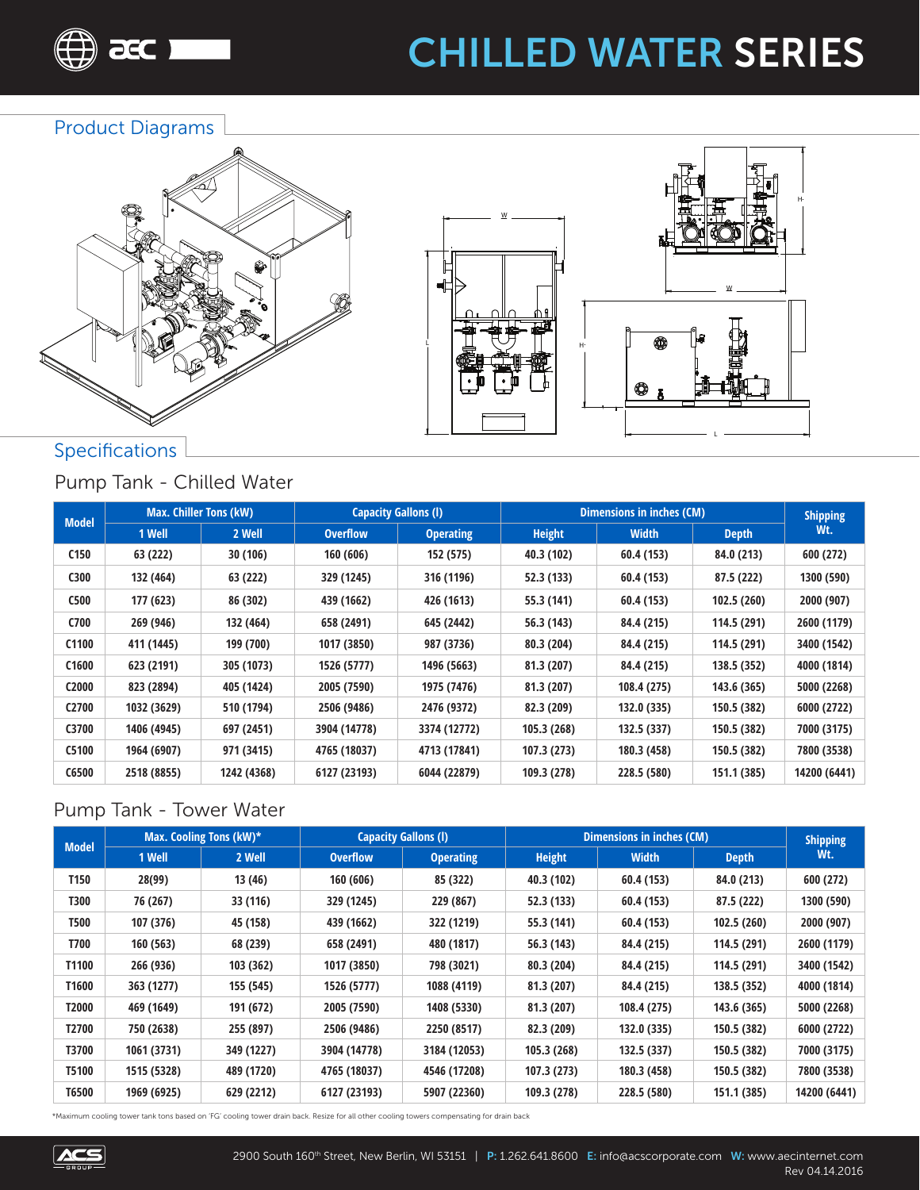# CHILLED WATER SERIES

## Product Diagrams

W

H

L

## Specifications

### Pump Tank - Chilled Water

| Model | Max. Chiller Tons (kW) | | Capacity Gallons (l) | | Dimensions in inches (CM) | | | Shipping Wt. |
|---|---|---|---|---|---|---|---|---|
| | 1 Well | 2 Well | Overflow | Operating | Height | Width | Depth | |
| C150 | 63 (222) | 30 (106) | 160 (606) | 152 (575) | 40.3 (102) | 60.4 (153) | 84.0 (213) | 600 (272) |
| C300 | 132 (464) | 63 (222) | 329 (1245) | 316 (1196) | 52.3 (133) | 60.4 (153) | 87.5 (222) | 1300 (590) |
| C500 | 177 (623) | 86 (302) | 439 (1662) | 426 (1613) | 55.3 (141) | 60.4 (153) | 102.5 (260) | 2000 (907) |
| C700 | 269 (946) | 132 (464) | 658 (2491) | 645 (2442) | 56.3 (143) | 84.4 (215) | 114.5 (291) | 2600 (1179) |
| C1100 | 411 (1445) | 199 (700) | 1017 (3850) | 987 (3736) | 80.3 (204) | 84.4 (215) | 114.5 (291) | 3400 (1542) |
| C1600 | 623 (2191) | 305 (1073) | 1526 (5777) | 1496 (5663) | 81.3 (207) | 84.4 (215) | 138.5 (352) | 4000 (1814) |
| C2000 | 823 (2894) | 405 (1424) | 2005 (7590) | 1975 (7476) | 81.3 (207) | 108.4 (275) | 143.6 (365) | 5000 (2268) |
| C2700 | 1032 (3629) | 510 (1794) | 2506 (9486) | 2476 (9372) | 82.3 (209) | 132.0 (335) | 150.5 (382) | 6000 (2722) |
| C3700 | 1406 (4945) | 697 (2451) | 3904 (14778) | 3374 (12772) | 105.3 (268) | 132.5 (337) | 150.5 (382) | 7000 (3175) |
| C5100 | 1964 (6907) | 971 (3415) | 4765 (18037) | 4713 (17841) | 107.3 (273) | 180.3 (458) | 150.5 (382) | 7800 (3538) |
| C6500 | 2518 (8855) | 1242 (4368) | 6127 (23193) | 6044 (22879) | 109.3 (278) | 228.5 (580) | 151.1 (385) | 14200 (6441) |

### Pump Tank - Tower Water

| Model | Max. Cooling Tons (kW)* | | Capacity Gallons (l) | | Dimensions in inches (CM) | | | Shipping Wt. |
|---|---|---|---|---|---|---|---|---|
| | 1 Well | 2 Well | Overflow | Operating | Height | Width | Depth | |
| T150 | 28(99) | 13 (46) | 160 (606) | 85 (322) | 40.3 (102) | 60.4 (153) | 84.0 (213) | 600 (272) |
| T300 | 76 (267) | 33 (116) | 329 (1245) | 229 (867) | 52.3 (133) | 60.4 (153) | 87.5 (222) | 1300 (590) |
| T500 | 107 (376) | 45 (158) | 439 (1662) | 322 (1219) | 55.3 (141) | 60.4 (153) | 102.5 (260) | 2000 (907) |
| T700 | 160 (563) | 68 (239) | 658 (2491) | 480 (1817) | 56.3 (143) | 84.4 (215) | 114.5 (291) | 2600 (1179) |
| T1100 | 266 (936) | 103 (362) | 1017 (3850) | 798 (3021) | 80.3 (204) | 84.4 (215) | 114.5 (291) | 3400 (1542) |
| T1600 | 363 (1277) | 155 (545) | 1526 (5777) | 1088 (4119) | 81.3 (207) | 84.4 (215) | 138.5 (352) | 4000 (1814) |
| T2000 | 469 (1649) | 191 (672) | 2005 (7590) | 1408 (5330) | 81.3 (207) | 108.4 (275) | 143.6 (365) | 5000 (2268) |
| T2700 | 750 (2638) | 255 (897) | 2506 (9486) | 2250 (8517) | 82.3 (209) | 132.0 (335) | 150.5 (382) | 6000 (2722) |
| T3700 | 1061 (3731) | 349 (1227) | 3904 (14778) | 3184 (12053) | 105.3 (268) | 132.5 (337) | 150.5 (382) | 7000 (3175) |
| T5100 | 1515 (5328) | 489 (1720) | 4765 (18037) | 4546 (17208) | 107.3 (273) | 180.3 (458) | 150.5 (382) | 7800 (3538) |
| T6500 | 1969 (6925) | 629 (2212) | 6127 (23193) | 5907 (22360) | 109.3 (278) | 228.5 (580) | 151.1 (385) | 14200 (6441) |

*Maximum cooling tower tank tons based on 'FG' cooling tower drain back. Resize for all other cooling towers compensating for drain back

2900 South 160th Street, New Berlin, WI 53151 | P: 1.262.641.8600 E: info@acscorporate.com W: www.aecinternet.com
Rev 04.14.2016